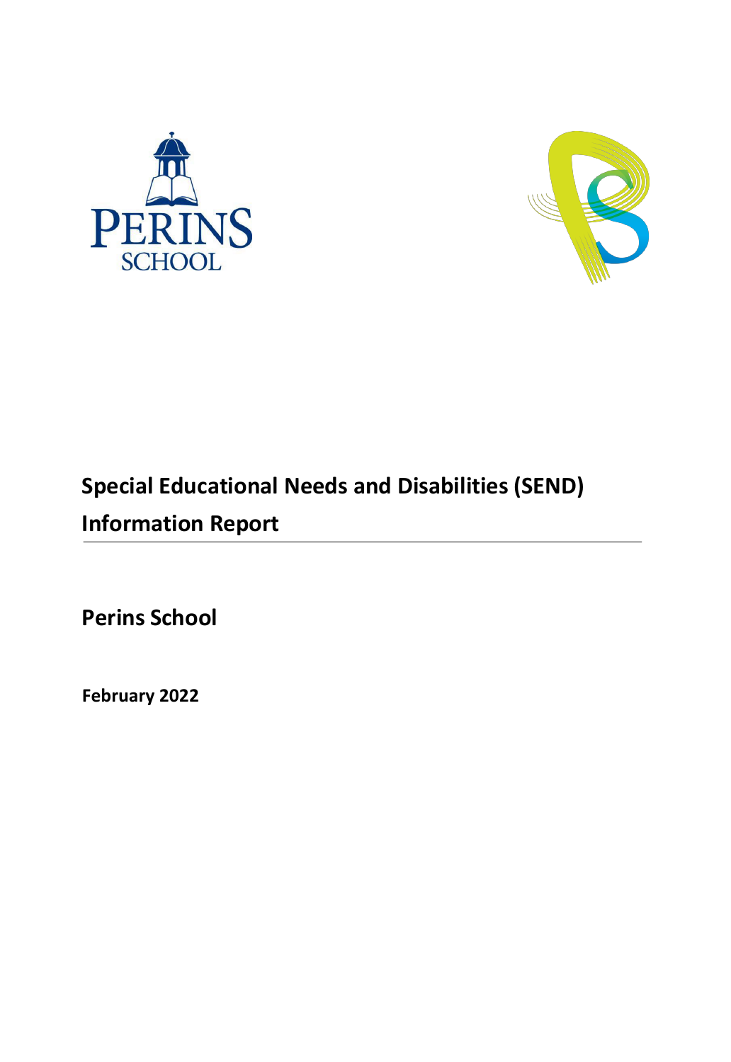# Special Educational Needs and Disabilities (SEND) Information Report

## Perins School

**February 2022**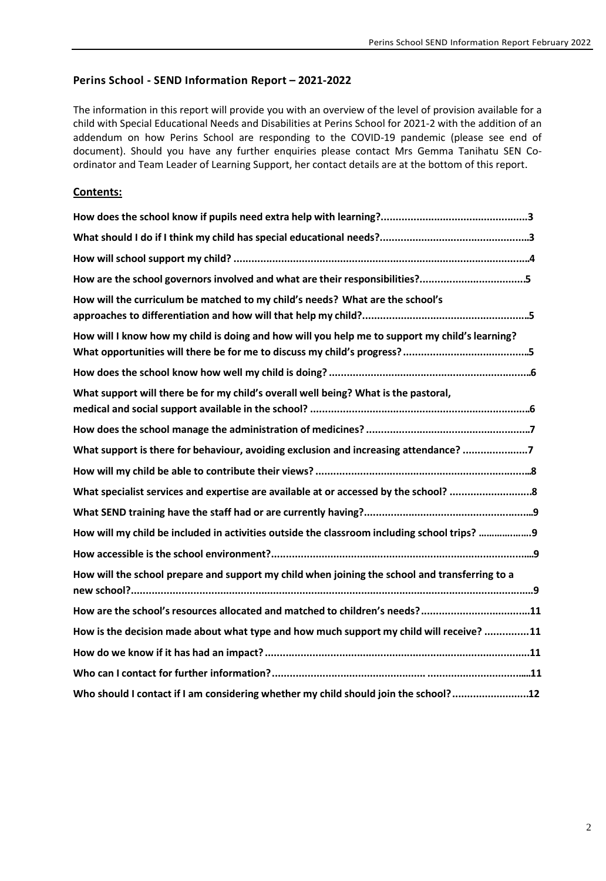## Perins School - SEND Information Report – 2021-2022

The information in this report will provide you with an overview of the level of provision available for a child with Special Educational Needs and Disabilities at Perins School for 2021-2 with the addition of an addendum on how Perins School are responding to the COVID-19 pandemic (please see end of document). Should you have any further enquiries please contact Mrs Gemma Tanihatu SEN Co-ordinator and Team Leader of Learning Support, her contact details are at the bottom of this report.

### Contents:

**How does the school know if pupils need extra help with learning?..................................................3**

**What should I do if I think my child has special educational needs?..................................................3**

**How will school support my child? ....................................................................................................4**

**How are the school governors involved and what are their responsibilities?...................................5**

**How will the curriculum be matched to my child's needs? What are the school's approaches to differentiation and how will that help my child?........................................................5**

**How will I know how my child is doing and how will you help me to support my child's learning? What opportunities will there be for me to discuss my child's progress?..........................................5**

**How does the school know how well my child is doing? ....................................................................6**

**What support will there be for my child's overall well being? What is the pastoral, medical and social support available in the school? ..........................................................................6**

**How does the school manage the administration of medicines? .......................................................7**

**What support is there for behaviour, avoiding exclusion and increasing attendance? ......................7**

**How will my child be able to contribute their views? .........................................................................8**

**What specialist services and expertise are available at or accessed by the school? ...........................8**

**What SEND training have the staff had or are currently having?.........................................................9**

**How will my child be included in activities outside the classroom including school trips? ..................9**

**How accessible is the school environment?.........................................................................................9**

**How will the school prepare and support my child when joining the school and transferring to a new school?.........................................................................................................................................9**

**How are the school's resources allocated and matched to children's needs?....................................11**

**How is the decision made about what type and how much support my child will receive? ...............11**

**How do we know if it has had an impact?..........................................................................................11**

**Who can I contact for further information?..................................................... ....................................11**

**Who should I contact if I am considering whether my child should join the school?..........................12**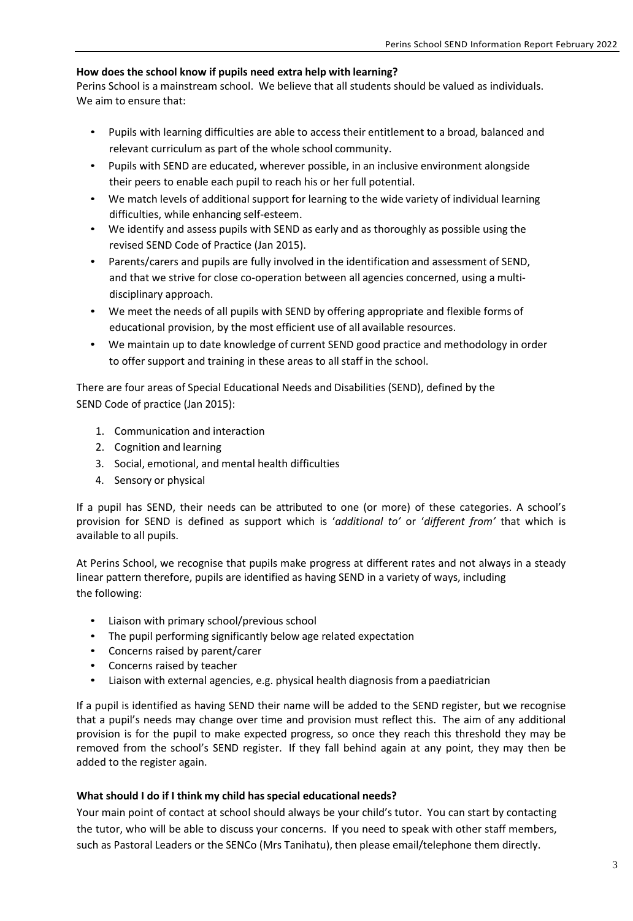**How does the school know if pupils need extra help with learning?**

Perins School is a mainstream school. We believe that all students should be valued as individuals. We aim to ensure that:

- Pupils with learning difficulties are able to access their entitlement to a broad, balanced and relevant curriculum as part of the whole school community.
- Pupils with SEND are educated, wherever possible, in an inclusive environment alongside their peers to enable each pupil to reach his or her full potential.
- We match levels of additional support for learning to the wide variety of individual learning difficulties, while enhancing self-esteem.
- We identify and assess pupils with SEND as early and as thoroughly as possible using the revised SEND Code of Practice (Jan 2015).
- Parents/carers and pupils are fully involved in the identification and assessment of SEND, and that we strive for close co-operation between all agencies concerned, using a multi-disciplinary approach.
- We meet the needs of all pupils with SEND by offering appropriate and flexible forms of educational provision, by the most efficient use of all available resources.
- We maintain up to date knowledge of current SEND good practice and methodology in order to offer support and training in these areas to all staff in the school.

There are four areas of Special Educational Needs and Disabilities (SEND), defined by the SEND Code of practice (Jan 2015):

1. Communication and interaction
2. Cognition and learning
3. Social, emotional, and mental health difficulties
4. Sensory or physical

If a pupil has SEND, their needs can be attributed to one (or more) of these categories. A school's provision for SEND is defined as support which is '*additional to'* or '*different from'* that which is available to all pupils.

At Perins School, we recognise that pupils make progress at different rates and not always in a steady linear pattern therefore, pupils are identified as having SEND in a variety of ways, including the following:

- Liaison with primary school/previous school
- The pupil performing significantly below age related expectation
- Concerns raised by parent/carer
- Concerns raised by teacher
- Liaison with external agencies, e.g. physical health diagnosis from a paediatrician

If a pupil is identified as having SEND their name will be added to the SEND register, but we recognise that a pupil's needs may change over time and provision must reflect this. The aim of any additional provision is for the pupil to make expected progress, so once they reach this threshold they may be removed from the school's SEND register. If they fall behind again at any point, they may then be added to the register again.

**What should I do if I think my child has special educational needs?**

Your main point of contact at school should always be your child's tutor. You can start by contacting the tutor, who will be able to discuss your concerns. If you need to speak with other staff members, such as Pastoral Leaders or the SENCo (Mrs Tanihatu), then please email/telephone them directly.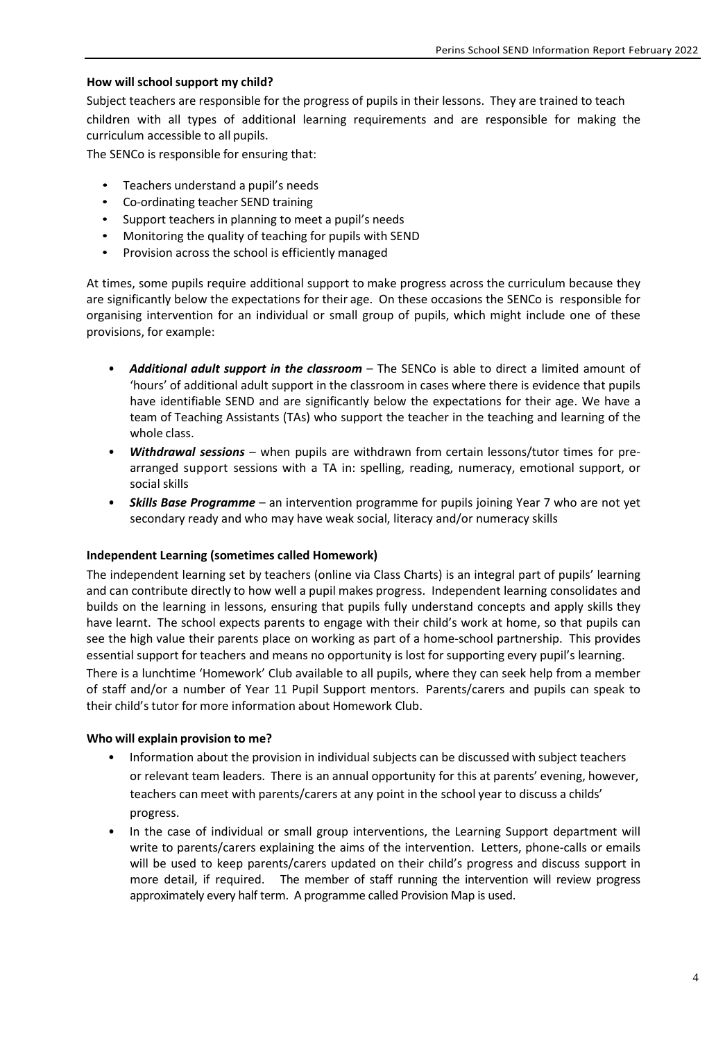**How will school support my child?**

Subject teachers are responsible for the progress of pupils in their lessons. They are trained to teach children with all types of additional learning requirements and are responsible for making the curriculum accessible to all pupils.

The SENCo is responsible for ensuring that:

- Teachers understand a pupil's needs
- Co-ordinating teacher SEND training
- Support teachers in planning to meet a pupil's needs
- Monitoring the quality of teaching for pupils with SEND
- Provision across the school is efficiently managed

At times, some pupils require additional support to make progress across the curriculum because they are significantly below the expectations for their age. On these occasions the SENCo is responsible for organising intervention for an individual or small group of pupils, which might include one of these provisions, for example:

- ***Additional adult support in the classroom*** – The SENCo is able to direct a limited amount of 'hours' of additional adult support in the classroom in cases where there is evidence that pupils have identifiable SEND and are significantly below the expectations for their age. We have a team of Teaching Assistants (TAs) who support the teacher in the teaching and learning of the whole class.
- ***Withdrawal sessions*** – when pupils are withdrawn from certain lessons/tutor times for pre-arranged support sessions with a TA in: spelling, reading, numeracy, emotional support, or social skills
- ***Skills Base Programme*** – an intervention programme for pupils joining Year 7 who are not yet secondary ready and who may have weak social, literacy and/or numeracy skills

**Independent Learning (sometimes called Homework)**

The independent learning set by teachers (online via Class Charts) is an integral part of pupils' learning and can contribute directly to how well a pupil makes progress. Independent learning consolidates and builds on the learning in lessons, ensuring that pupils fully understand concepts and apply skills they have learnt. The school expects parents to engage with their child's work at home, so that pupils can see the high value their parents place on working as part of a home-school partnership. This provides essential support for teachers and means no opportunity is lost for supporting every pupil's learning.

There is a lunchtime 'Homework' Club available to all pupils, where they can seek help from a member of staff and/or a number of Year 11 Pupil Support mentors. Parents/carers and pupils can speak to their child's tutor for more information about Homework Club.

**Who will explain provision to me?**

- Information about the provision in individual subjects can be discussed with subject teachers or relevant team leaders. There is an annual opportunity for this at parents' evening, however, teachers can meet with parents/carers at any point in the school year to discuss a childs' progress.
- In the case of individual or small group interventions, the Learning Support department will write to parents/carers explaining the aims of the intervention. Letters, phone-calls or emails will be used to keep parents/carers updated on their child's progress and discuss support in more detail, if required. The member of staff running the intervention will review progress approximately every half term. A programme called Provision Map is used.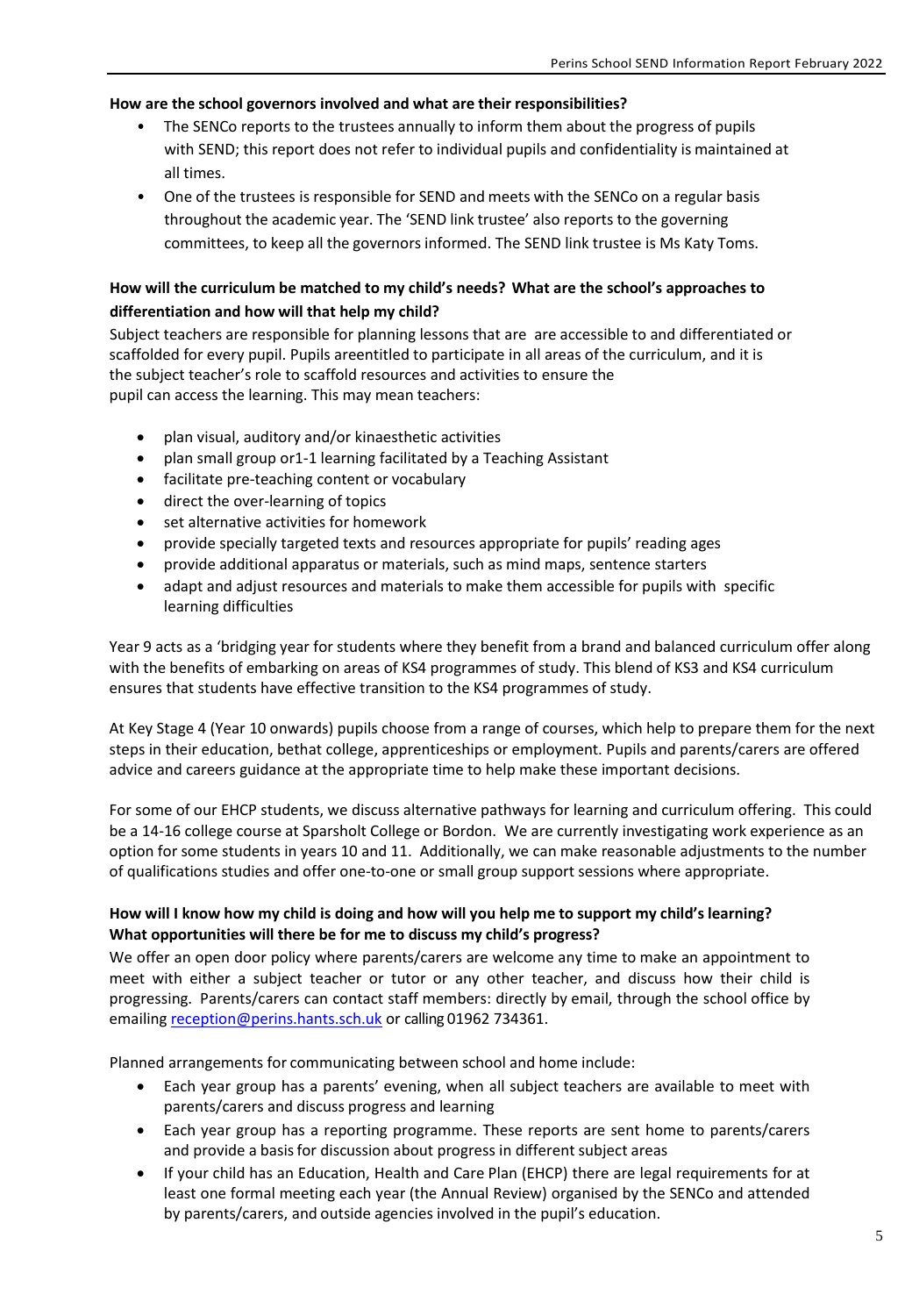**How are the school governors involved and what are their responsibilities?**

- The SENCo reports to the trustees annually to inform them about the progress of pupils with SEND; this report does not refer to individual pupils and confidentiality is maintained at all times.
- One of the trustees is responsible for SEND and meets with the SENCo on a regular basis throughout the academic year. The 'SEND link trustee' also reports to the governing committees, to keep all the governors informed. The SEND link trustee is Ms Katy Toms.

**How will the curriculum be matched to my child's needs? What are the school's approaches to differentiation and how will that help my child?**

Subject teachers are responsible for planning lessons that are are accessible to and differentiated or scaffolded for every pupil. Pupils areentitled to participate in all areas of the curriculum, and it is the subject teacher's role to scaffold resources and activities to ensure the pupil can access the learning. This may mean teachers:

- plan visual, auditory and/or kinaesthetic activities
- plan small group or1-1 learning facilitated by a Teaching Assistant
- facilitate pre-teaching content or vocabulary
- direct the over-learning of topics
- set alternative activities for homework
- provide specially targeted texts and resources appropriate for pupils' reading ages
- provide additional apparatus or materials, such as mind maps, sentence starters
- adapt and adjust resources and materials to make them accessible for pupils with specific learning difficulties

Year 9 acts as a 'bridging year for students where they benefit from a brand and balanced curriculum offer along with the benefits of embarking on areas of KS4 programmes of study. This blend of KS3 and KS4 curriculum ensures that students have effective transition to the KS4 programmes of study.

At Key Stage 4 (Year 10 onwards) pupils choose from a range of courses, which help to prepare them for the next steps in their education, bethat college, apprenticeships or employment. Pupils and parents/carers are offered advice and careers guidance at the appropriate time to help make these important decisions.

For some of our EHCP students, we discuss alternative pathways for learning and curriculum offering. This could be a 14-16 college course at Sparsholt College or Bordon. We are currently investigating work experience as an option for some students in years 10 and 11. Additionally, we can make reasonable adjustments to the number of qualifications studies and offer one-to-one or small group support sessions where appropriate.

**How will I know how my child is doing and how will you help me to support my child's learning? What opportunities will there be for me to discuss my child's progress?**

We offer an open door policy where parents/carers are welcome any time to make an appointment to meet with either a subject teacher or tutor or any other teacher, and discuss how their child is progressing. Parents/carers can contact staff members: directly by email, through the school office by emailing reception@perins.hants.sch.uk or calling 01962 734361.

Planned arrangements for communicating between school and home include:

- Each year group has a parents' evening, when all subject teachers are available to meet with parents/carers and discuss progress and learning
- Each year group has a reporting programme. These reports are sent home to parents/carers and provide a basis for discussion about progress in different subject areas
- If your child has an Education, Health and Care Plan (EHCP) there are legal requirements for at least one formal meeting each year (the Annual Review) organised by the SENCo and attended by parents/carers, and outside agencies involved in the pupil's education.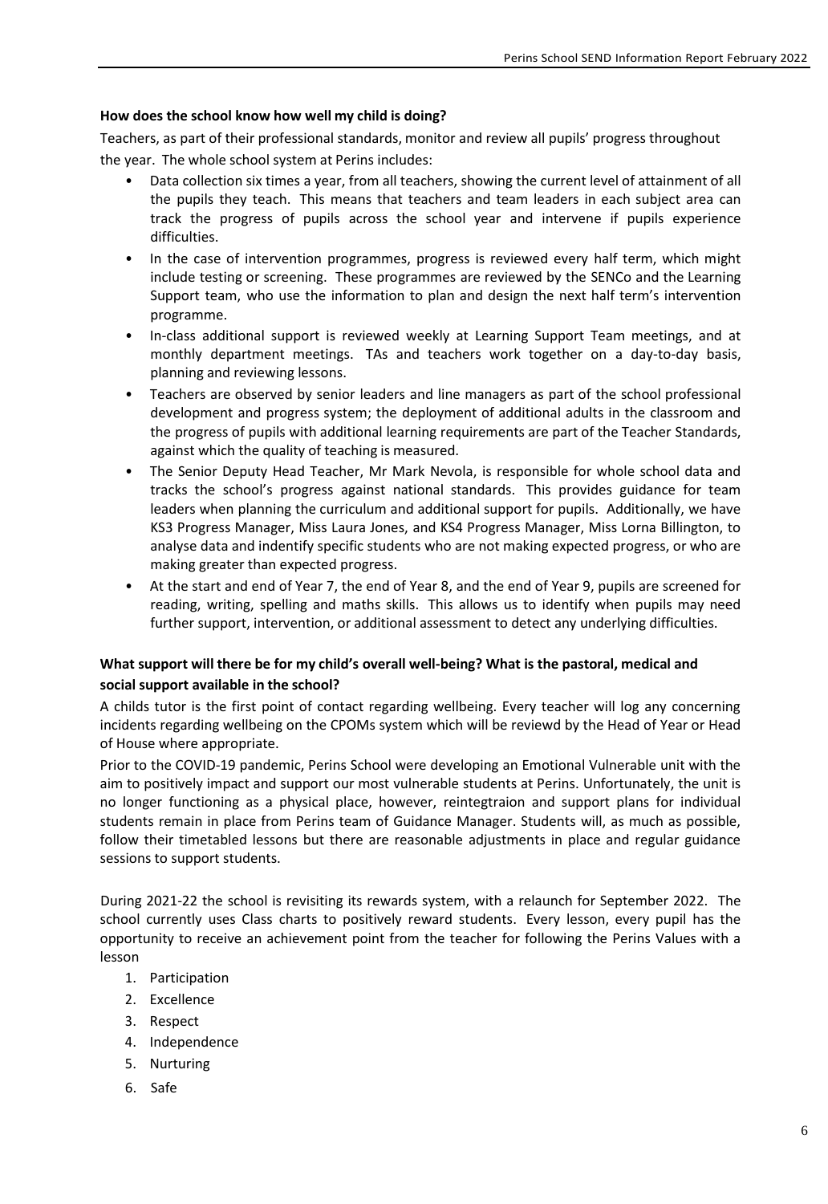**How does the school know how well my child is doing?**

Teachers, as part of their professional standards, monitor and review all pupils' progress throughout the year. The whole school system at Perins includes:

- Data collection six times a year, from all teachers, showing the current level of attainment of all the pupils they teach. This means that teachers and team leaders in each subject area can track the progress of pupils across the school year and intervene if pupils experience difficulties.
- In the case of intervention programmes, progress is reviewed every half term, which might include testing or screening. These programmes are reviewed by the SENCo and the Learning Support team, who use the information to plan and design the next half term's intervention programme.
- In-class additional support is reviewed weekly at Learning Support Team meetings, and at monthly department meetings. TAs and teachers work together on a day-to-day basis, planning and reviewing lessons.
- Teachers are observed by senior leaders and line managers as part of the school professional development and progress system; the deployment of additional adults in the classroom and the progress of pupils with additional learning requirements are part of the Teacher Standards, against which the quality of teaching is measured.
- The Senior Deputy Head Teacher, Mr Mark Nevola, is responsible for whole school data and tracks the school's progress against national standards. This provides guidance for team leaders when planning the curriculum and additional support for pupils. Additionally, we have KS3 Progress Manager, Miss Laura Jones, and KS4 Progress Manager, Miss Lorna Billington, to analyse data and indentify specific students who are not making expected progress, or who are making greater than expected progress.
- At the start and end of Year 7, the end of Year 8, and the end of Year 9, pupils are screened for reading, writing, spelling and maths skills. This allows us to identify when pupils may need further support, intervention, or additional assessment to detect any underlying difficulties.

**What support will there be for my child's overall well-being? What is the pastoral, medical and social support available in the school?**

A childs tutor is the first point of contact regarding wellbeing. Every teacher will log any concerning incidents regarding wellbeing on the CPOMs system which will be reviewd by the Head of Year or Head of House where appropriate.

Prior to the COVID-19 pandemic, Perins School were developing an Emotional Vulnerable unit with the aim to positively impact and support our most vulnerable students at Perins. Unfortunately, the unit is no longer functioning as a physical place, however, reintegtraion and support plans for individual students remain in place from Perins team of Guidance Manager. Students will, as much as possible, follow their timetabled lessons but there are reasonable adjustments in place and regular guidance sessions to support students.

During 2021-22 the school is revisiting its rewards system, with a relaunch for September 2022. The school currently uses Class charts to positively reward students. Every lesson, every pupil has the opportunity to receive an achievement point from the teacher for following the Perins Values with a lesson

1. Participation
2. Excellence
3. Respect
4. Independence
5. Nurturing
6. Safe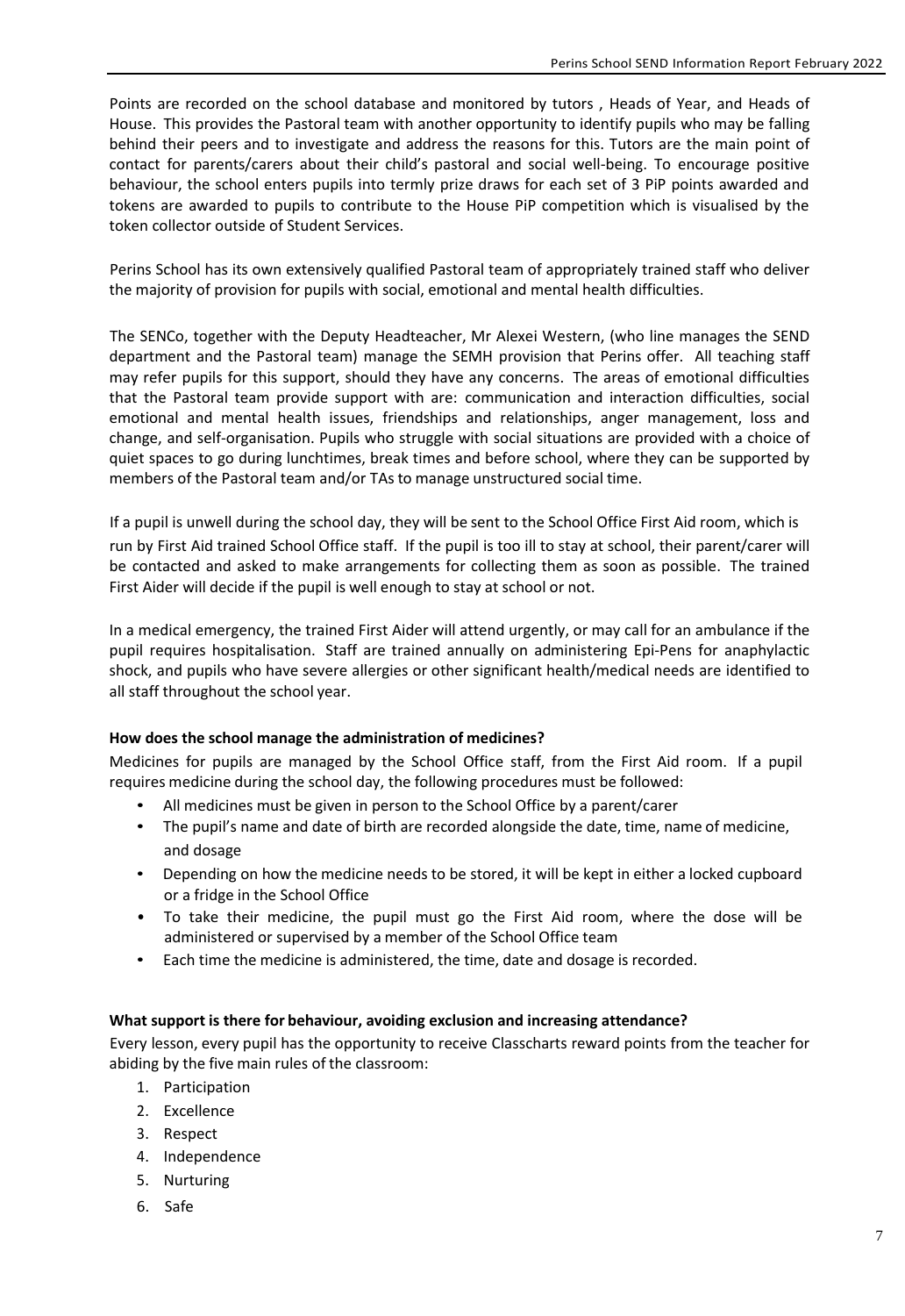Points are recorded on the school database and monitored by tutors , Heads of Year, and Heads of House. This provides the Pastoral team with another opportunity to identify pupils who may be falling behind their peers and to investigate and address the reasons for this. Tutors are the main point of contact for parents/carers about their child's pastoral and social well-being. To encourage positive behaviour, the school enters pupils into termly prize draws for each set of 3 PiP points awarded and tokens are awarded to pupils to contribute to the House PiP competition which is visualised by the token collector outside of Student Services.

Perins School has its own extensively qualified Pastoral team of appropriately trained staff who deliver the majority of provision for pupils with social, emotional and mental health difficulties.

The SENCo, together with the Deputy Headteacher, Mr Alexei Western, (who line manages the SEND department and the Pastoral team) manage the SEMH provision that Perins offer. All teaching staff may refer pupils for this support, should they have any concerns. The areas of emotional difficulties that the Pastoral team provide support with are: communication and interaction difficulties, social emotional and mental health issues, friendships and relationships, anger management, loss and change, and self-organisation. Pupils who struggle with social situations are provided with a choice of quiet spaces to go during lunchtimes, break times and before school, where they can be supported by members of the Pastoral team and/or TAs to manage unstructured social time.

If a pupil is unwell during the school day, they will be sent to the School Office First Aid room, which is run by First Aid trained School Office staff. If the pupil is too ill to stay at school, their parent/carer will be contacted and asked to make arrangements for collecting them as soon as possible. The trained First Aider will decide if the pupil is well enough to stay at school or not.

In a medical emergency, the trained First Aider will attend urgently, or may call for an ambulance if the pupil requires hospitalisation. Staff are trained annually on administering Epi-Pens for anaphylactic shock, and pupils who have severe allergies or other significant health/medical needs are identified to all staff throughout the school year.

**How does the school manage the administration of medicines?**

Medicines for pupils are managed by the School Office staff, from the First Aid room. If a pupil requires medicine during the school day, the following procedures must be followed:

- All medicines must be given in person to the School Office by a parent/carer
- The pupil's name and date of birth are recorded alongside the date, time, name of medicine, and dosage
- Depending on how the medicine needs to be stored, it will be kept in either a locked cupboard or a fridge in the School Office
- To take their medicine, the pupil must go the First Aid room, where the dose will be administered or supervised by a member of the School Office team
- Each time the medicine is administered, the time, date and dosage is recorded.

**What support is there for behaviour, avoiding exclusion and increasing attendance?**

Every lesson, every pupil has the opportunity to receive Classcharts reward points from the teacher for abiding by the five main rules of the classroom:

1. Participation
2. Excellence
3. Respect
4. Independence
5. Nurturing
6. Safe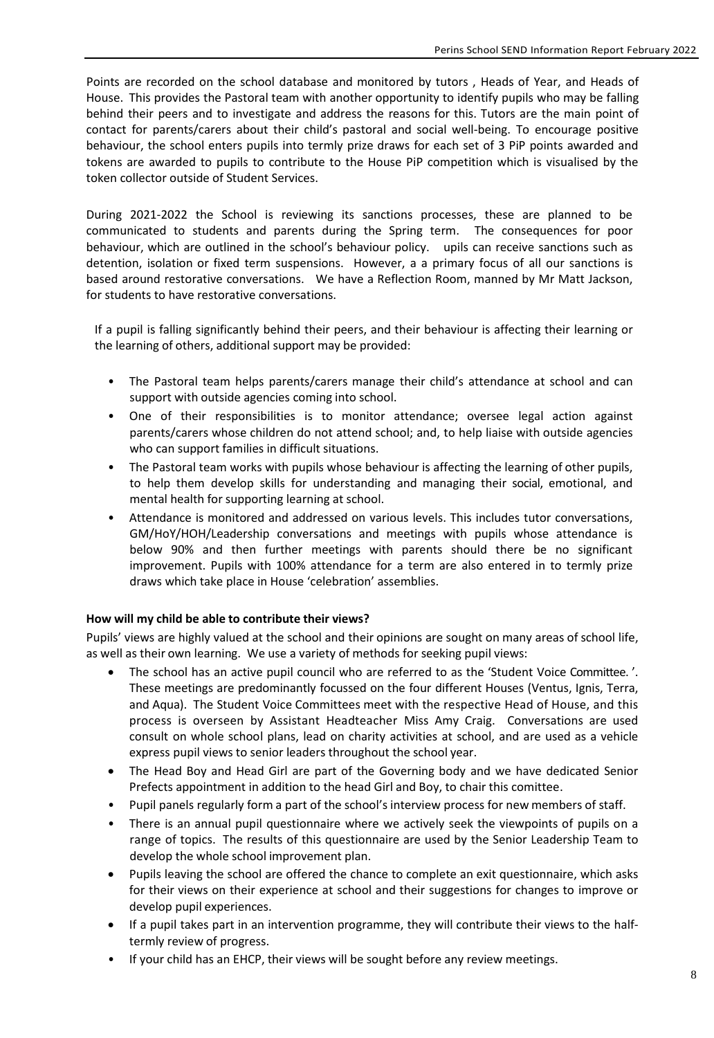Points are recorded on the school database and monitored by tutors , Heads of Year, and Heads of House. This provides the Pastoral team with another opportunity to identify pupils who may be falling behind their peers and to investigate and address the reasons for this. Tutors are the main point of contact for parents/carers about their child's pastoral and social well-being. To encourage positive behaviour, the school enters pupils into termly prize draws for each set of 3 PiP points awarded and tokens are awarded to pupils to contribute to the House PiP competition which is visualised by the token collector outside of Student Services.

During 2021-2022 the School is reviewing its sanctions processes, these are planned to be communicated to students and parents during the Spring term. The consequences for poor behaviour, which are outlined in the school's behaviour policy. upils can receive sanctions such as detention, isolation or fixed term suspensions. However, a a primary focus of all our sanctions is based around restorative conversations. We have a Reflection Room, manned by Mr Matt Jackson, for students to have restorative conversations.

If a pupil is falling significantly behind their peers, and their behaviour is affecting their learning or the learning of others, additional support may be provided:

- The Pastoral team helps parents/carers manage their child's attendance at school and can support with outside agencies coming into school.
- One of their responsibilities is to monitor attendance; oversee legal action against parents/carers whose children do not attend school; and, to help liaise with outside agencies who can support families in difficult situations.
- The Pastoral team works with pupils whose behaviour is affecting the learning of other pupils, to help them develop skills for understanding and managing their social, emotional, and mental health for supporting learning at school.
- Attendance is monitored and addressed on various levels. This includes tutor conversations, GM/HoY/HOH/Leadership conversations and meetings with pupils whose attendance is below 90% and then further meetings with parents should there be no significant improvement. Pupils with 100% attendance for a term are also entered in to termly prize draws which take place in House 'celebration' assemblies.

**How will my child be able to contribute their views?**

Pupils' views are highly valued at the school and their opinions are sought on many areas of school life, as well as their own learning. We use a variety of methods for seeking pupil views:

- The school has an active pupil council who are referred to as the 'Student Voice Committee. '. These meetings are predominantly focussed on the four different Houses (Ventus, Ignis, Terra, and Aqua). The Student Voice Committees meet with the respective Head of House, and this process is overseen by Assistant Headteacher Miss Amy Craig. Conversations are used consult on whole school plans, lead on charity activities at school, and are used as a vehicle express pupil views to senior leaders throughout the school year.
- The Head Boy and Head Girl are part of the Governing body and we have dedicated Senior Prefects appointment in addition to the head Girl and Boy, to chair this comittee.
- Pupil panels regularly form a part of the school's interview process for new members of staff.
- There is an annual pupil questionnaire where we actively seek the viewpoints of pupils on a range of topics. The results of this questionnaire are used by the Senior Leadership Team to develop the whole school improvement plan.
- Pupils leaving the school are offered the chance to complete an exit questionnaire, which asks for their views on their experience at school and their suggestions for changes to improve or develop pupil experiences.
- If a pupil takes part in an intervention programme, they will contribute their views to the half-termly review of progress.
- If your child has an EHCP, their views will be sought before any review meetings.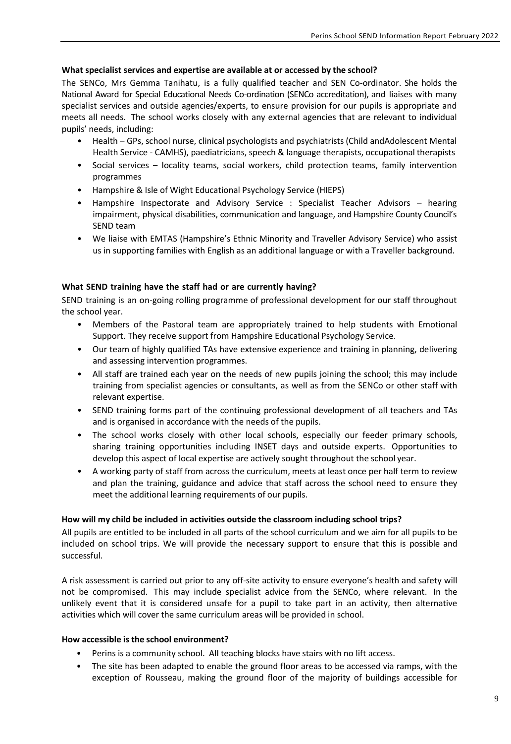**What specialist services and expertise are available at or accessed by the school?**

The SENCo, Mrs Gemma Tanihatu, is a fully qualified teacher and SEN Co-ordinator. She holds the National Award for Special Educational Needs Co-ordination (SENCo accreditation), and liaises with many specialist services and outside agencies/experts, to ensure provision for our pupils is appropriate and meets all needs. The school works closely with any external agencies that are relevant to individual pupils' needs, including:

- Health – GPs, school nurse, clinical psychologists and psychiatrists (Child andAdolescent Mental Health Service - CAMHS), paediatricians, speech & language therapists, occupational therapists
- Social services – locality teams, social workers, child protection teams, family intervention programmes
- Hampshire & Isle of Wight Educational Psychology Service (HIEPS)
- Hampshire Inspectorate and Advisory Service : Specialist Teacher Advisors – hearing impairment, physical disabilities, communication and language, and Hampshire County Council's SEND team
- We liaise with EMTAS (Hampshire's Ethnic Minority and Traveller Advisory Service) who assist us in supporting families with English as an additional language or with a Traveller background.

**What SEND training have the staff had or are currently having?**

SEND training is an on-going rolling programme of professional development for our staff throughout the school year.

- Members of the Pastoral team are appropriately trained to help students with Emotional Support. They receive support from Hampshire Educational Psychology Service.
- Our team of highly qualified TAs have extensive experience and training in planning, delivering and assessing intervention programmes.
- All staff are trained each year on the needs of new pupils joining the school; this may include training from specialist agencies or consultants, as well as from the SENCo or other staff with relevant expertise.
- SEND training forms part of the continuing professional development of all teachers and TAs and is organised in accordance with the needs of the pupils.
- The school works closely with other local schools, especially our feeder primary schools, sharing training opportunities including INSET days and outside experts. Opportunities to develop this aspect of local expertise are actively sought throughout the school year.
- A working party of staff from across the curriculum, meets at least once per half term to review and plan the training, guidance and advice that staff across the school need to ensure they meet the additional learning requirements of our pupils.

**How will my child be included in activities outside the classroom including school trips?**

All pupils are entitled to be included in all parts of the school curriculum and we aim for all pupils to be included on school trips. We will provide the necessary support to ensure that this is possible and successful.

A risk assessment is carried out prior to any off-site activity to ensure everyone's health and safety will not be compromised. This may include specialist advice from the SENCo, where relevant. In the unlikely event that it is considered unsafe for a pupil to take part in an activity, then alternative activities which will cover the same curriculum areas will be provided in school.

**How accessible is the school environment?**

- Perins is a community school. All teaching blocks have stairs with no lift access.
- The site has been adapted to enable the ground floor areas to be accessed via ramps, with the exception of Rousseau, making the ground floor of the majority of buildings accessible for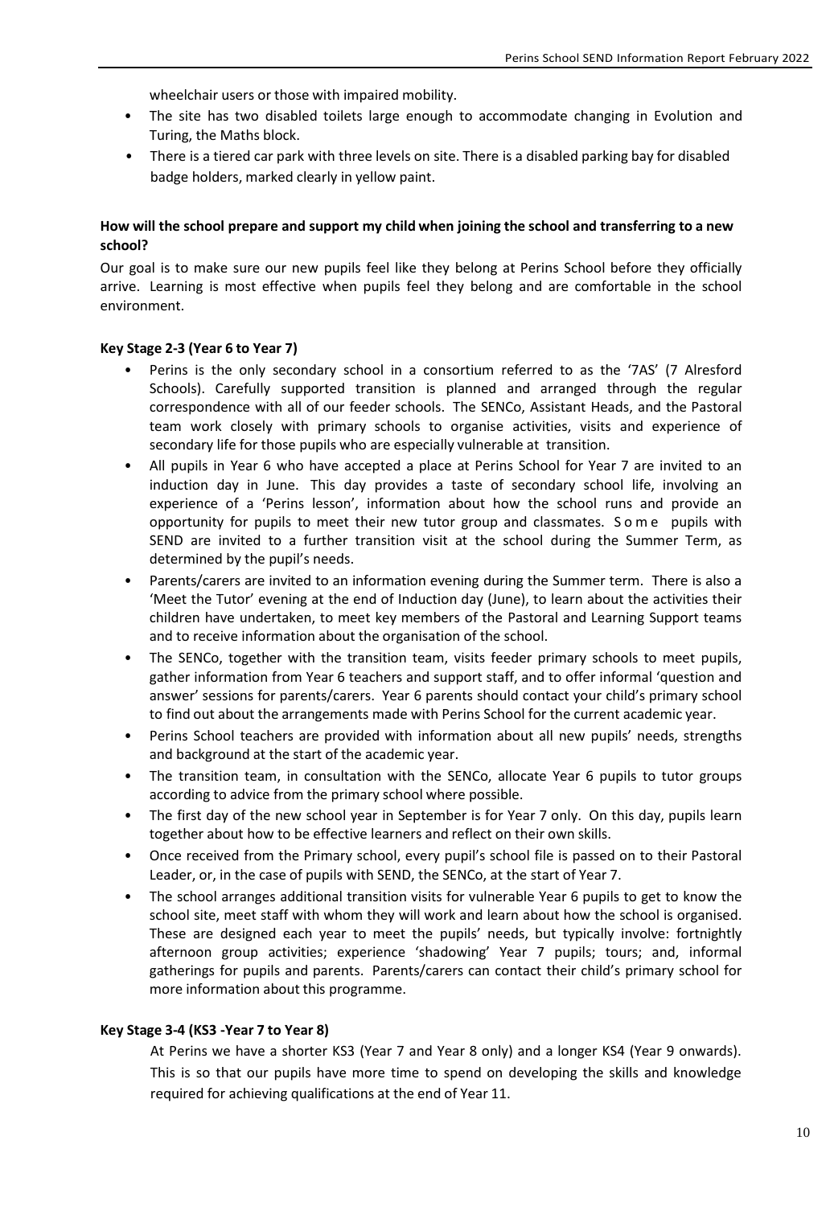wheelchair users or those with impaired mobility.

- The site has two disabled toilets large enough to accommodate changing in Evolution and Turing, the Maths block.
- There is a tiered car park with three levels on site. There is a disabled parking bay for disabled badge holders, marked clearly in yellow paint.

**How will the school prepare and support my child when joining the school and transferring to a new school?**

Our goal is to make sure our new pupils feel like they belong at Perins School before they officially arrive. Learning is most effective when pupils feel they belong and are comfortable in the school environment.

**Key Stage 2-3 (Year 6 to Year 7)**

- Perins is the only secondary school in a consortium referred to as the '7AS' (7 Alresford Schools). Carefully supported transition is planned and arranged through the regular correspondence with all of our feeder schools. The SENCo, Assistant Heads, and the Pastoral team work closely with primary schools to organise activities, visits and experience of secondary life for those pupils who are especially vulnerable at transition.
- All pupils in Year 6 who have accepted a place at Perins School for Year 7 are invited to an induction day in June. This day provides a taste of secondary school life, involving an experience of a 'Perins lesson', information about how the school runs and provide an opportunity for pupils to meet their new tutor group and classmates. Some pupils with SEND are invited to a further transition visit at the school during the Summer Term, as determined by the pupil's needs.
- Parents/carers are invited to an information evening during the Summer term. There is also a 'Meet the Tutor' evening at the end of Induction day (June), to learn about the activities their children have undertaken, to meet key members of the Pastoral and Learning Support teams and to receive information about the organisation of the school.
- The SENCo, together with the transition team, visits feeder primary schools to meet pupils, gather information from Year 6 teachers and support staff, and to offer informal 'question and answer' sessions for parents/carers. Year 6 parents should contact your child's primary school to find out about the arrangements made with Perins School for the current academic year.
- Perins School teachers are provided with information about all new pupils' needs, strengths and background at the start of the academic year.
- The transition team, in consultation with the SENCo, allocate Year 6 pupils to tutor groups according to advice from the primary school where possible.
- The first day of the new school year in September is for Year 7 only. On this day, pupils learn together about how to be effective learners and reflect on their own skills.
- Once received from the Primary school, every pupil's school file is passed on to their Pastoral Leader, or, in the case of pupils with SEND, the SENCo, at the start of Year 7.
- The school arranges additional transition visits for vulnerable Year 6 pupils to get to know the school site, meet staff with whom they will work and learn about how the school is organised. These are designed each year to meet the pupils' needs, but typically involve: fortnightly afternoon group activities; experience 'shadowing' Year 7 pupils; tours; and, informal gatherings for pupils and parents. Parents/carers can contact their child's primary school for more information about this programme.

**Key Stage 3-4 (KS3 -Year 7 to Year 8)**

At Perins we have a shorter KS3 (Year 7 and Year 8 only) and a longer KS4 (Year 9 onwards). This is so that our pupils have more time to spend on developing the skills and knowledge required for achieving qualifications at the end of Year 11.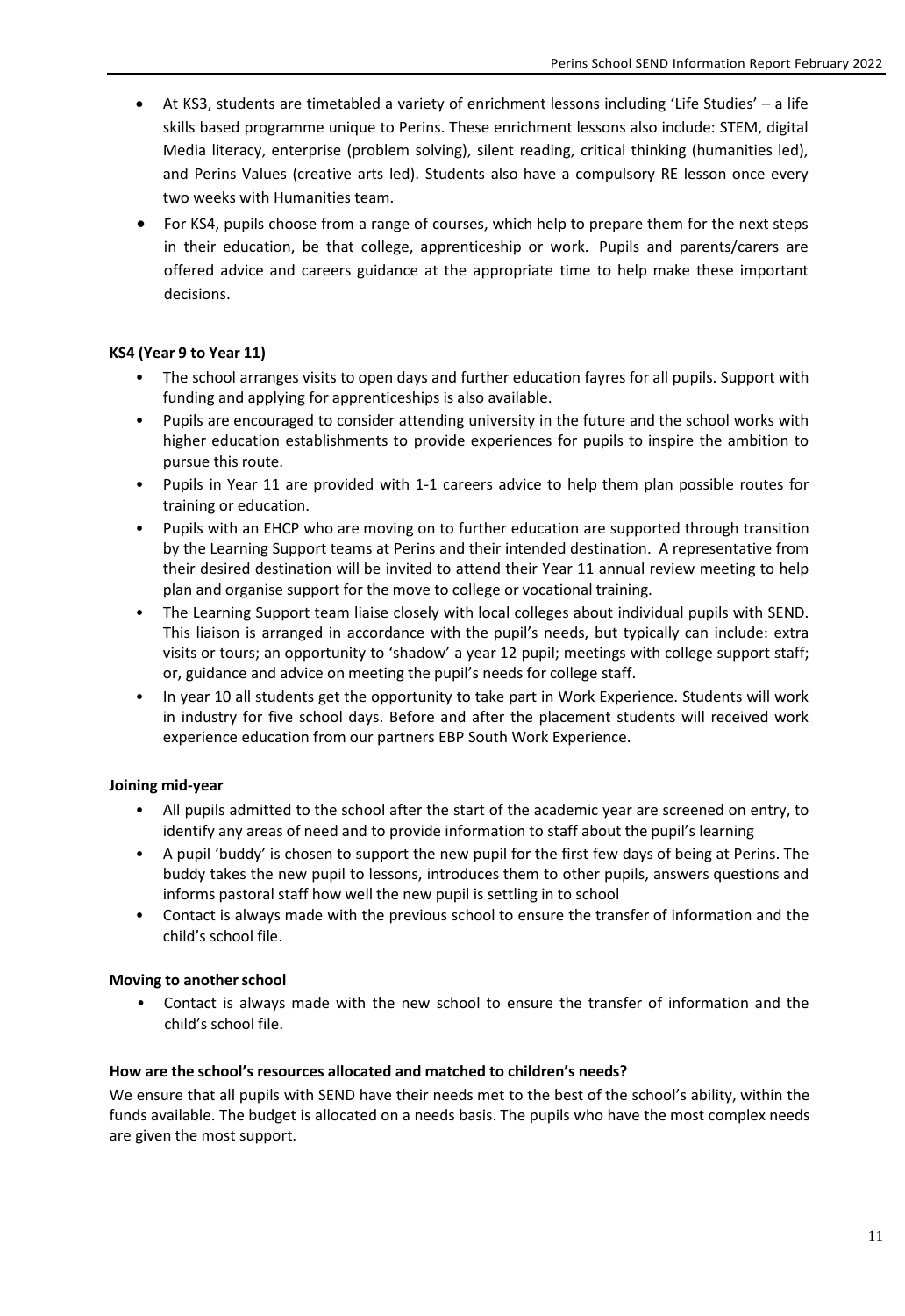- At KS3, students are timetabled a variety of enrichment lessons including 'Life Studies' – a life skills based programme unique to Perins. These enrichment lessons also include: STEM, digital Media literacy, enterprise (problem solving), silent reading, critical thinking (humanities led), and Perins Values (creative arts led). Students also have a compulsory RE lesson once every two weeks with Humanities team.
- For KS4, pupils choose from a range of courses, which help to prepare them for the next steps in their education, be that college, apprenticeship or work. Pupils and parents/carers are offered advice and careers guidance at the appropriate time to help make these important decisions.

**KS4 (Year 9 to Year 11)**

- The school arranges visits to open days and further education fayres for all pupils. Support with funding and applying for apprenticeships is also available.
- Pupils are encouraged to consider attending university in the future and the school works with higher education establishments to provide experiences for pupils to inspire the ambition to pursue this route.
- Pupils in Year 11 are provided with 1-1 careers advice to help them plan possible routes for training or education.
- Pupils with an EHCP who are moving on to further education are supported through transition by the Learning Support teams at Perins and their intended destination. A representative from their desired destination will be invited to attend their Year 11 annual review meeting to help plan and organise support for the move to college or vocational training.
- The Learning Support team liaise closely with local colleges about individual pupils with SEND. This liaison is arranged in accordance with the pupil's needs, but typically can include: extra visits or tours; an opportunity to 'shadow' a year 12 pupil; meetings with college support staff; or, guidance and advice on meeting the pupil's needs for college staff.
- In year 10 all students get the opportunity to take part in Work Experience. Students will work in industry for five school days. Before and after the placement students will received work experience education from our partners EBP South Work Experience.

**Joining mid-year**

- All pupils admitted to the school after the start of the academic year are screened on entry, to identify any areas of need and to provide information to staff about the pupil's learning
- A pupil 'buddy' is chosen to support the new pupil for the first few days of being at Perins. The buddy takes the new pupil to lessons, introduces them to other pupils, answers questions and informs pastoral staff how well the new pupil is settling in to school
- Contact is always made with the previous school to ensure the transfer of information and the child's school file.

**Moving to another school**

- Contact is always made with the new school to ensure the transfer of information and the child's school file.

**How are the school's resources allocated and matched to children's needs?**

We ensure that all pupils with SEND have their needs met to the best of the school's ability, within the funds available. The budget is allocated on a needs basis. The pupils who have the most complex needs are given the most support.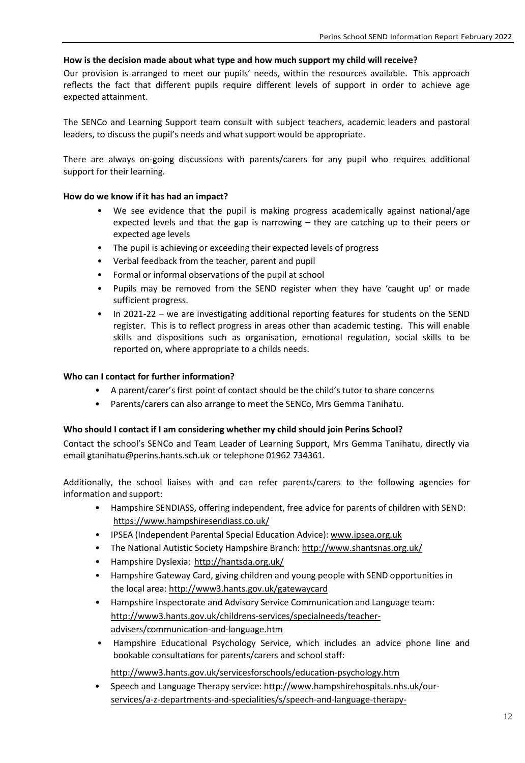**How is the decision made about what type and how much support my child will receive?**

Our provision is arranged to meet our pupils' needs, within the resources available. This approach reflects the fact that different pupils require different levels of support in order to achieve age expected attainment.

The SENCo and Learning Support team consult with subject teachers, academic leaders and pastoral leaders, to discuss the pupil's needs and what support would be appropriate.

There are always on-going discussions with parents/carers for any pupil who requires additional support for their learning.

**How do we know if it has had an impact?**

- We see evidence that the pupil is making progress academically against national/age expected levels and that the gap is narrowing – they are catching up to their peers or expected age levels
- The pupil is achieving or exceeding their expected levels of progress
- Verbal feedback from the teacher, parent and pupil
- Formal or informal observations of the pupil at school
- Pupils may be removed from the SEND register when they have 'caught up' or made sufficient progress.
- In 2021-22 – we are investigating additional reporting features for students on the SEND register. This is to reflect progress in areas other than academic testing. This will enable skills and dispositions such as organisation, emotional regulation, social skills to be reported on, where appropriate to a childs needs.

**Who can I contact for further information?**

- A parent/carer's first point of contact should be the child's tutor to share concerns
- Parents/carers can also arrange to meet the SENCo, Mrs Gemma Tanihatu.

**Who should I contact if I am considering whether my child should join Perins School?**

Contact the school's SENCo and Team Leader of Learning Support, Mrs Gemma Tanihatu, directly via email gtanihatu@perins.hants.sch.uk or telephone 01962 734361.

Additionally, the school liaises with and can refer parents/carers to the following agencies for information and support:

- Hampshire SENDIASS, offering independent, free advice for parents of children with SEND: https://www.hampshiresendiass.co.uk/
- IPSEA (Independent Parental Special Education Advice): www.ipsea.org.uk
- The National Autistic Society Hampshire Branch: http://www.shantsnas.org.uk/
- Hampshire Dyslexia: http://hantsda.org.uk/
- Hampshire Gateway Card, giving children and young people with SEND opportunities in the local area: http://www3.hants.gov.uk/gatewaycard
- Hampshire Inspectorate and Advisory Service Communication and Language team: http://www3.hants.gov.uk/childrens-services/specialneeds/teacher-advisers/communication-and-language.htm
- Hampshire Educational Psychology Service, which includes an advice phone line and bookable consultations for parents/carers and school staff:

  http://www3.hants.gov.uk/servicesforschools/education-psychology.htm
- Speech and Language Therapy service: http://www.hampshirehospitals.nhs.uk/our-services/a-z-departments-and-specialities/s/speech-and-language-therapy-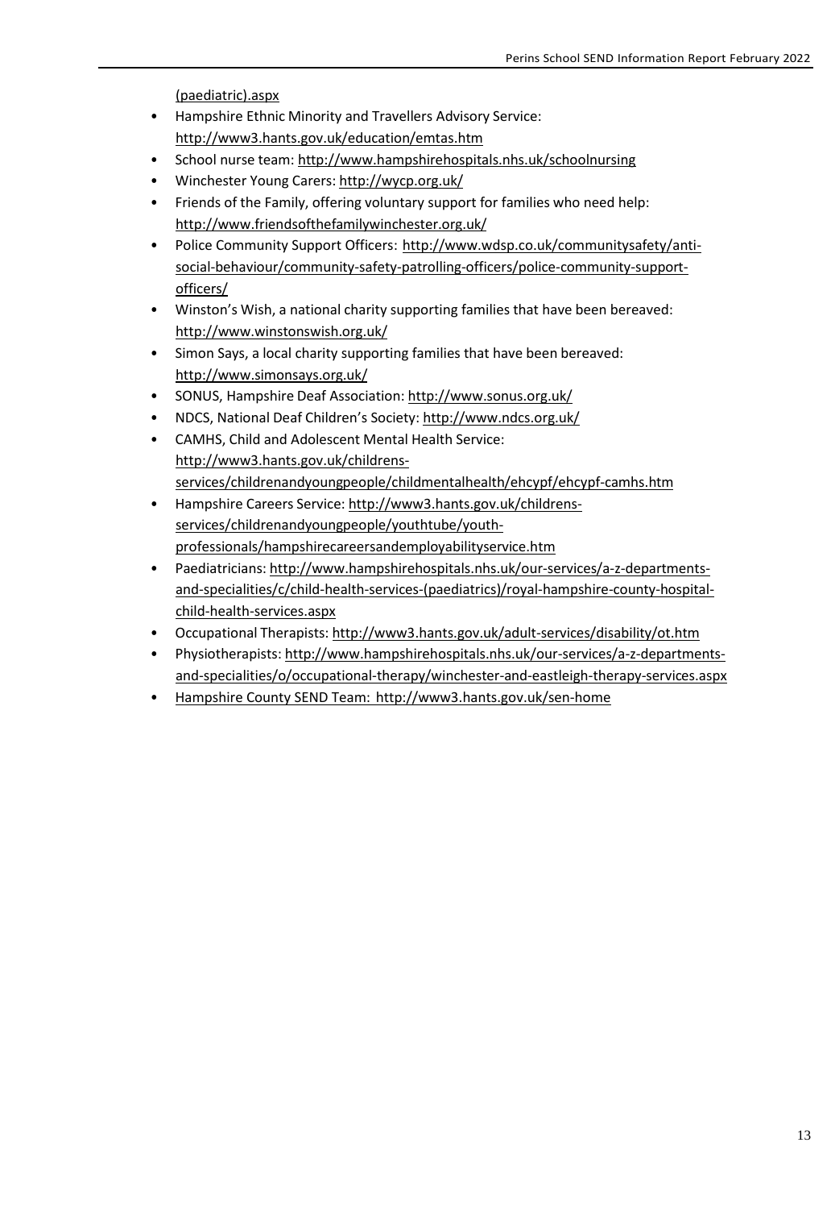(paediatric).aspx

- Hampshire Ethnic Minority and Travellers Advisory Service: http://www3.hants.gov.uk/education/emtas.htm
- School nurse team: http://www.hampshirehospitals.nhs.uk/schoolnursing
- Winchester Young Carers: http://wycp.org.uk/
- Friends of the Family, offering voluntary support for families who need help: http://www.friendsofthefamilywinchester.org.uk/
- Police Community Support Officers: http://www.wdsp.co.uk/communitysafety/anti-social-behaviour/community-safety-patrolling-officers/police-community-support-officers/
- Winston's Wish, a national charity supporting families that have been bereaved: http://www.winstonswish.org.uk/
- Simon Says, a local charity supporting families that have been bereaved: http://www.simonsays.org.uk/
- SONUS, Hampshire Deaf Association: http://www.sonus.org.uk/
- NDCS, National Deaf Children's Society: http://www.ndcs.org.uk/
- CAMHS, Child and Adolescent Mental Health Service: http://www3.hants.gov.uk/childrens-services/childrenandyoungpeople/childmentalhealth/ehcypf/ehcypf-camhs.htm
- Hampshire Careers Service: http://www3.hants.gov.uk/childrens-services/childrenandyoungpeople/youthtube/youth-professionals/hampshirecareersandemployabilityservice.htm
- Paediatricians: http://www.hampshirehospitals.nhs.uk/our-services/a-z-departments-and-specialities/c/child-health-services-(paediatrics)/royal-hampshire-county-hospital-child-health-services.aspx
- Occupational Therapists: http://www3.hants.gov.uk/adult-services/disability/ot.htm
- Physiotherapists: http://www.hampshirehospitals.nhs.uk/our-services/a-z-departments-and-specialities/o/occupational-therapy/winchester-and-eastleigh-therapy-services.aspx
- Hampshire County SEND Team: http://www3.hants.gov.uk/sen-home